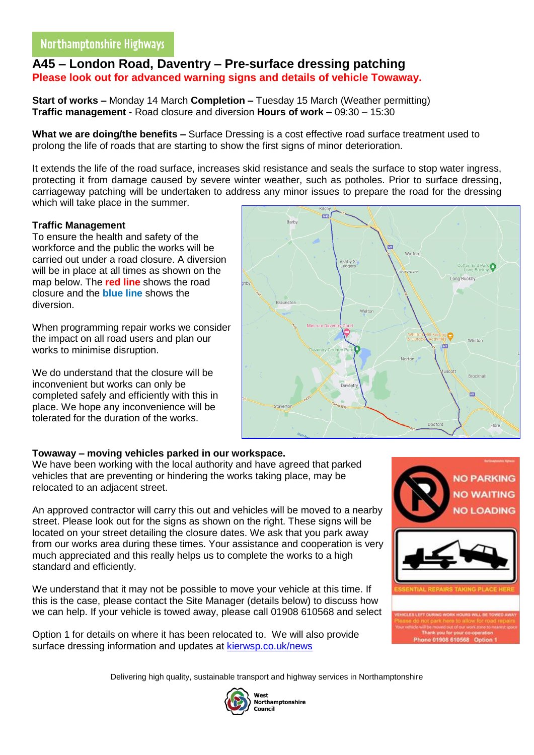Northamptonshire Highways

# A45 – London Road, Daventry – Pre-surface dressing patching

**Please look out for advanced warning signs and details of vehicle Towaway.**

**Start of works –** Monday 14 March **Completion –** Tuesday 15 March (Weather permitting)
**Traffic management -** Road closure and diversion **Hours of work –** 09:30 – 15:30

**What we are doing/the benefits –** Surface Dressing is a cost effective road surface treatment used to prolong the life of roads that are starting to show the first signs of minor deterioration.

It extends the life of the road surface, increases skid resistance and seals the surface to stop water ingress, protecting it from damage caused by severe winter weather, such as potholes. Prior to surface dressing, carriageway patching will be undertaken to address any minor issues to prepare the road for the dressing which will take place in the summer.

**Traffic Management**

To ensure the health and safety of the workforce and the public the works will be carried out under a road closure. A diversion will be in place at all times as shown on the map below. The **red line** shows the road closure and the **blue line** shows the diversion.

When programming repair works we consider the impact on all road users and plan our works to minimise disruption.

We do understand that the closure will be inconvenient but works can only be completed safely and efficiently with this in place. We hope any inconvenience will be tolerated for the duration of the works.

**Towaway – moving vehicles parked in our workspace.**

We have been working with the local authority and have agreed that parked vehicles that are preventing or hindering the works taking place, may be relocated to an adjacent street.

An approved contractor will carry this out and vehicles will be moved to a nearby street. Please look out for the signs as shown on the right. These signs will be located on your street detailing the closure dates. We ask that you park away from our works area during these times. Your assistance and cooperation is very much appreciated and this really helps us to complete the works to a high standard and efficiently.

We understand that it may not be possible to move your vehicle at this time. If this is the case, please contact the Site Manager (details below) to discuss how we can help. If your vehicle is towed away, please call 01908 610568 and select Option 1 for details on where it has been relocated to. We will also provide surface dressing information and updates at kierwsp.co.uk/news

Delivering high quality, sustainable transport and highway services in Northamptonshire

West Northamptonshire Council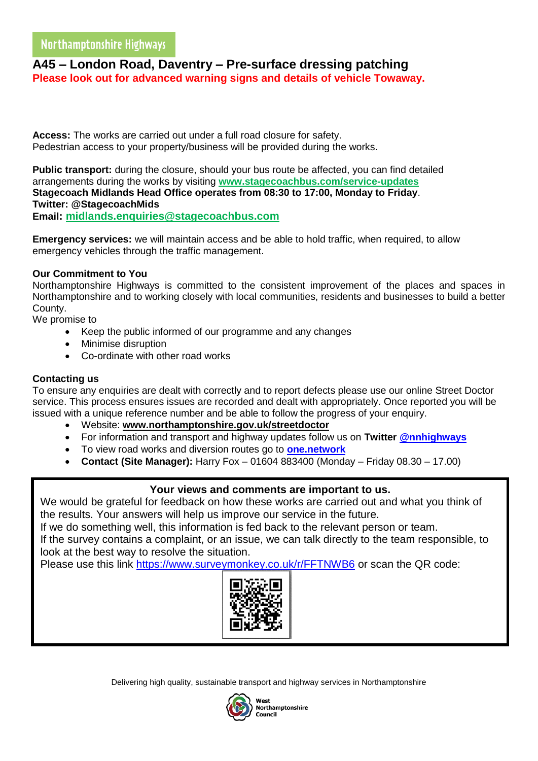Northamptonshire Highways

## A45 – London Road, Daventry – Pre-surface dressing patching

**Please look out for advanced warning signs and details of vehicle Towaway.**

**Access:** The works are carried out under a full road closure for safety.
Pedestrian access to your property/business will be provided during the works.

**Public transport:** during the closure, should your bus route be affected, you can find detailed arrangements during the works by visiting **www.stagecoachbus.com/service-updates**
**Stagecoach Midlands Head Office operates from 08:30 to 17:00, Monday to Friday**.
**Twitter: @StagecoachMids**
**Email: midlands.enquiries@stagecoachbus.com**

**Emergency services:** we will maintain access and be able to hold traffic, when required, to allow emergency vehicles through the traffic management.

**Our Commitment to You**

Northamptonshire Highways is committed to the consistent improvement of the places and spaces in Northamptonshire and to working closely with local communities, residents and businesses to build a better County.

We promise to

- Keep the public informed of our programme and any changes
- Minimise disruption
- Co-ordinate with other road works

**Contacting us**

To ensure any enquiries are dealt with correctly and to report defects please use our online Street Doctor service. This process ensures issues are recorded and dealt with appropriately. Once reported you will be issued with a unique reference number and be able to follow the progress of your enquiry.

- Website: **www.northamptonshire.gov.uk/streetdoctor**
- For information and transport and highway updates follow us on **Twitter @nnhighways**
- To view road works and diversion routes go to **one.network**
- **Contact (Site Manager):** Harry Fox – 01604 883400 (Monday – Friday 08.30 – 17.00)

**Your views and comments are important to us.**

We would be grateful for feedback on how these works are carried out and what you think of the results. Your answers will help us improve our service in the future.
If we do something well, this information is fed back to the relevant person or team.
If the survey contains a complaint, or an issue, we can talk directly to the team responsible, to look at the best way to resolve the situation.
Please use this link https://www.surveymonkey.co.uk/r/FFTNWB6 or scan the QR code:

Delivering high quality, sustainable transport and highway services in Northamptonshire

West Northamptonshire Council